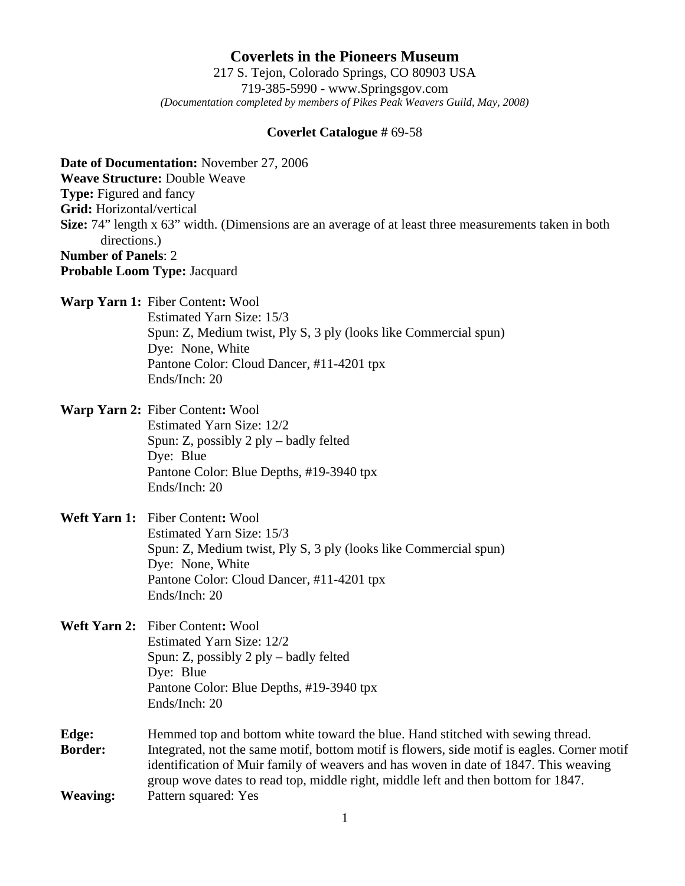# Coverlets in the Pioneers Museum

217 S. Tejon, Colorado Springs, CO 80903 USA
719-385-5990 - www.Springsgov.com
*(Documentation completed by members of Pikes Peak Weavers Guild, May, 2008)*

**Coverlet Catalogue #** 69-58

**Date of Documentation:** November 27, 2006
**Weave Structure:** Double Weave
**Type:** Figured and fancy
**Grid:** Horizontal/vertical
**Size:** 74" length x 63" width. (Dimensions are an average of at least three measurements taken in both directions.)
**Number of Panels**: 2
**Probable Loom Type:** Jacquard

**Warp Yarn 1:** Fiber Content**:** Wool
Estimated Yarn Size: 15/3
Spun: Z, Medium twist, Ply S, 3 ply (looks like Commercial spun)
Dye: None, White
Pantone Color: Cloud Dancer, #11-4201 tpx
Ends/Inch: 20

**Warp Yarn 2:** Fiber Content**:** Wool
Estimated Yarn Size: 12/2
Spun: Z, possibly 2 ply – badly felted
Dye: Blue
Pantone Color: Blue Depths, #19-3940 tpx
Ends/Inch: 20

**Weft Yarn 1:** Fiber Content**:** Wool
Estimated Yarn Size: 15/3
Spun: Z, Medium twist, Ply S, 3 ply (looks like Commercial spun)
Dye: None, White
Pantone Color: Cloud Dancer, #11-4201 tpx
Ends/Inch: 20

**Weft Yarn 2:** Fiber Content**:** Wool
Estimated Yarn Size: 12/2
Spun: Z, possibly 2 ply – badly felted
Dye: Blue
Pantone Color: Blue Depths, #19-3940 tpx
Ends/Inch: 20

**Edge:** Hemmed top and bottom white toward the blue. Hand stitched with sewing thread.
**Border:** Integrated, not the same motif, bottom motif is flowers, side motif is eagles. Corner motif identification of Muir family of weavers and has woven in date of 1847. This weaving group wove dates to read top, middle right, middle left and then bottom for 1847.
**Weaving:** Pattern squared: Yes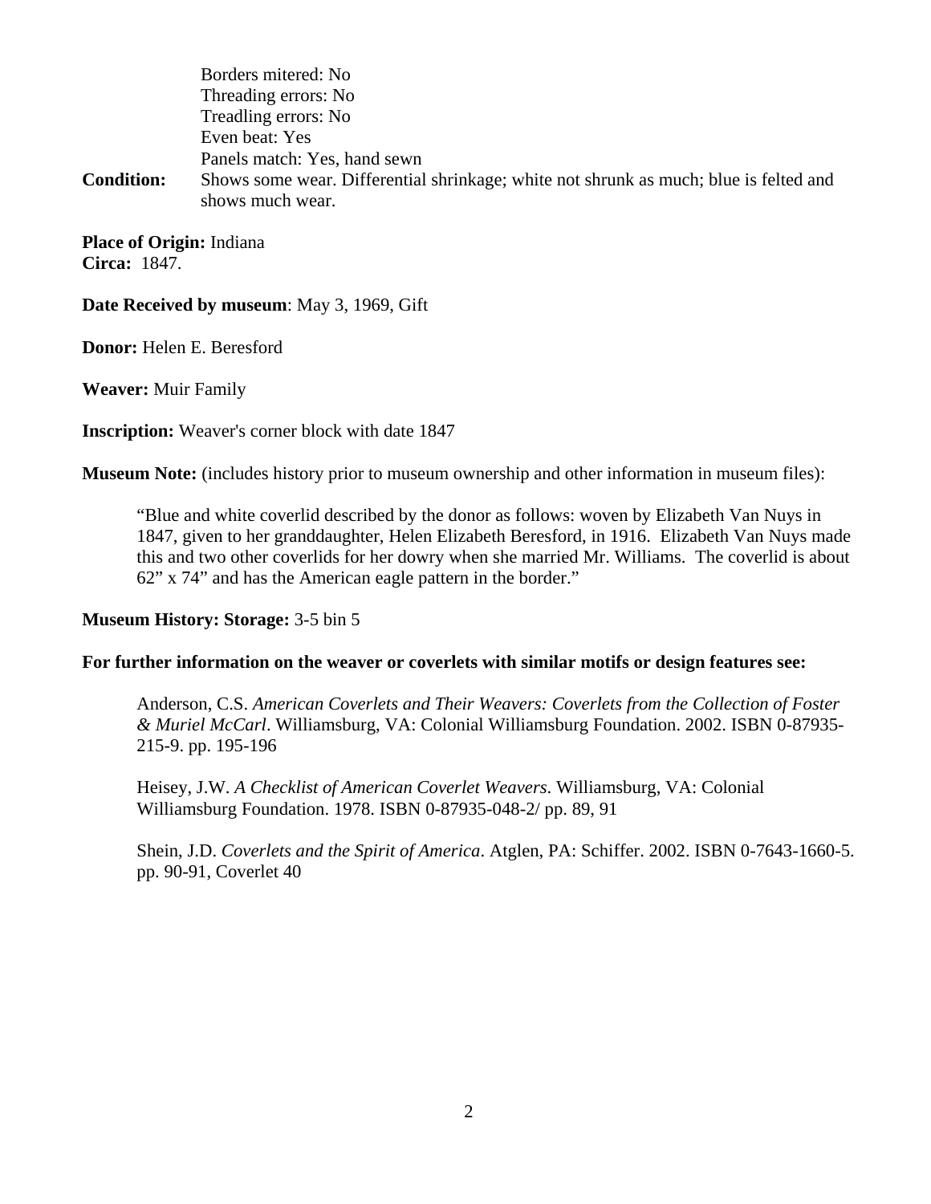Borders mitered: No
Threading errors: No
Treadling errors: No
Even beat: Yes
Panels match: Yes, hand sewn

**Condition:** Shows some wear. Differential shrinkage; white not shrunk as much; blue is felted and shows much wear.

**Place of Origin:** Indiana
**Circa:** 1847.

**Date Received by museum**: May 3, 1969, Gift

**Donor:** Helen E. Beresford

**Weaver:** Muir Family

**Inscription:** Weaver's corner block with date 1847

**Museum Note:** (includes history prior to museum ownership and other information in museum files):

> "Blue and white coverlid described by the donor as follows: woven by Elizabeth Van Nuys in 1847, given to her granddaughter, Helen Elizabeth Beresford, in 1916. Elizabeth Van Nuys made this and two other coverlids for her dowry when she married Mr. Williams. The coverlid is about 62" x 74" and has the American eagle pattern in the border."

**Museum History: Storage:** 3-5 bin 5

**For further information on the weaver or coverlets with similar motifs or design features see:**

Anderson, C.S. *American Coverlets and Their Weavers: Coverlets from the Collection of Foster & Muriel McCarl*. Williamsburg, VA: Colonial Williamsburg Foundation. 2002. ISBN 0-87935-215-9. pp. 195-196

Heisey, J.W. *A Checklist of American Coverlet Weavers*. Williamsburg, VA: Colonial Williamsburg Foundation. 1978. ISBN 0-87935-048-2/ pp. 89, 91

Shein, J.D. *Coverlets and the Spirit of America*. Atglen, PA: Schiffer. 2002. ISBN 0-7643-1660-5. pp. 90-91, Coverlet 40